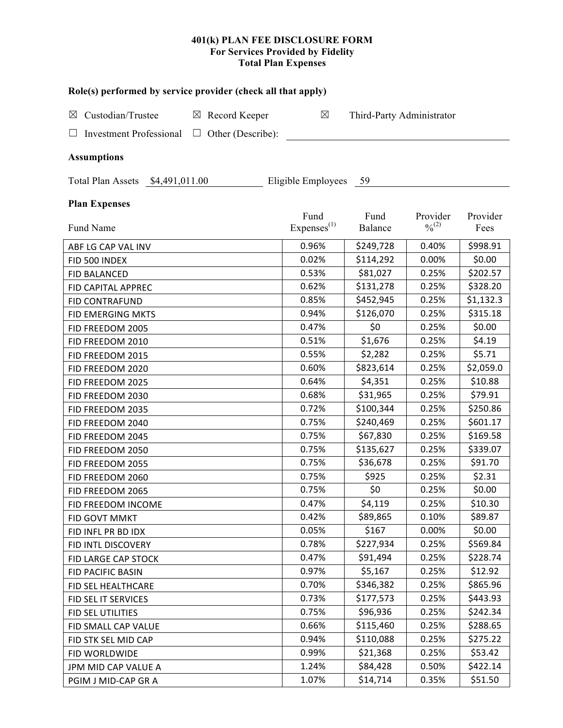**401(k) PLAN FEE DISCLOSURE FORM**
**For Services Provided by Fidelity**
**Total Plan Expenses**

**Role(s) performed by service provider (check all that apply)**

☒ Custodian/Trustee ☒ Record Keeper ☒ Third-Party Administrator

☐ Investment Professional ☐ Other (Describe): ____________________

**Assumptions**

Total Plan Assets $4,491,011.00 Eligible Employees 59

**Plan Expenses**

| Fund Name | Fund Expenses[(1)] | Fund Balance | Provider %[(2)] | Provider Fees |
|---|---|---|---|---|
| ABF LG CAP VAL INV | 0.96% | $249,728 | 0.40% | $998.91 |
| FID 500 INDEX | 0.02% | $114,292 | 0.00% | $0.00 |
| FID BALANCED | 0.53% | $81,027 | 0.25% | $202.57 |
| FID CAPITAL APPREC | 0.62% | $131,278 | 0.25% | $328.20 |
| FID CONTRAFUND | 0.85% | $452,945 | 0.25% | $1,132.3 |
| FID EMERGING MKTS | 0.94% | $126,070 | 0.25% | $315.18 |
| FID FREEDOM 2005 | 0.47% | $0 | 0.25% | $0.00 |
| FID FREEDOM 2010 | 0.51% | $1,676 | 0.25% | $4.19 |
| FID FREEDOM 2015 | 0.55% | $2,282 | 0.25% | $5.71 |
| FID FREEDOM 2020 | 0.60% | $823,614 | 0.25% | $2,059.0 |
| FID FREEDOM 2025 | 0.64% | $4,351 | 0.25% | $10.88 |
| FID FREEDOM 2030 | 0.68% | $31,965 | 0.25% | $79.91 |
| FID FREEDOM 2035 | 0.72% | $100,344 | 0.25% | $250.86 |
| FID FREEDOM 2040 | 0.75% | $240,469 | 0.25% | $601.17 |
| FID FREEDOM 2045 | 0.75% | $67,830 | 0.25% | $169.58 |
| FID FREEDOM 2050 | 0.75% | $135,627 | 0.25% | $339.07 |
| FID FREEDOM 2055 | 0.75% | $36,678 | 0.25% | $91.70 |
| FID FREEDOM 2060 | 0.75% | $925 | 0.25% | $2.31 |
| FID FREEDOM 2065 | 0.75% | $0 | 0.25% | $0.00 |
| FID FREEDOM INCOME | 0.47% | $4,119 | 0.25% | $10.30 |
| FID GOVT MMKT | 0.42% | $89,865 | 0.10% | $89.87 |
| FID INFL PR BD IDX | 0.05% | $167 | 0.00% | $0.00 |
| FID INTL DISCOVERY | 0.78% | $227,934 | 0.25% | $569.84 |
| FID LARGE CAP STOCK | 0.47% | $91,494 | 0.25% | $228.74 |
| FID PACIFIC BASIN | 0.97% | $5,167 | 0.25% | $12.92 |
| FID SEL HEALTHCARE | 0.70% | $346,382 | 0.25% | $865.96 |
| FID SEL IT SERVICES | 0.73% | $177,573 | 0.25% | $443.93 |
| FID SEL UTILITIES | 0.75% | $96,936 | 0.25% | $242.34 |
| FID SMALL CAP VALUE | 0.66% | $115,460 | 0.25% | $288.65 |
| FID STK SEL MID CAP | 0.94% | $110,088 | 0.25% | $275.22 |
| FID WORLDWIDE | 0.99% | $21,368 | 0.25% | $53.42 |
| JPM MID CAP VALUE A | 1.24% | $84,428 | 0.50% | $422.14 |
| PGIM J MID-CAP GR A | 1.07% | $14,714 | 0.35% | $51.50 |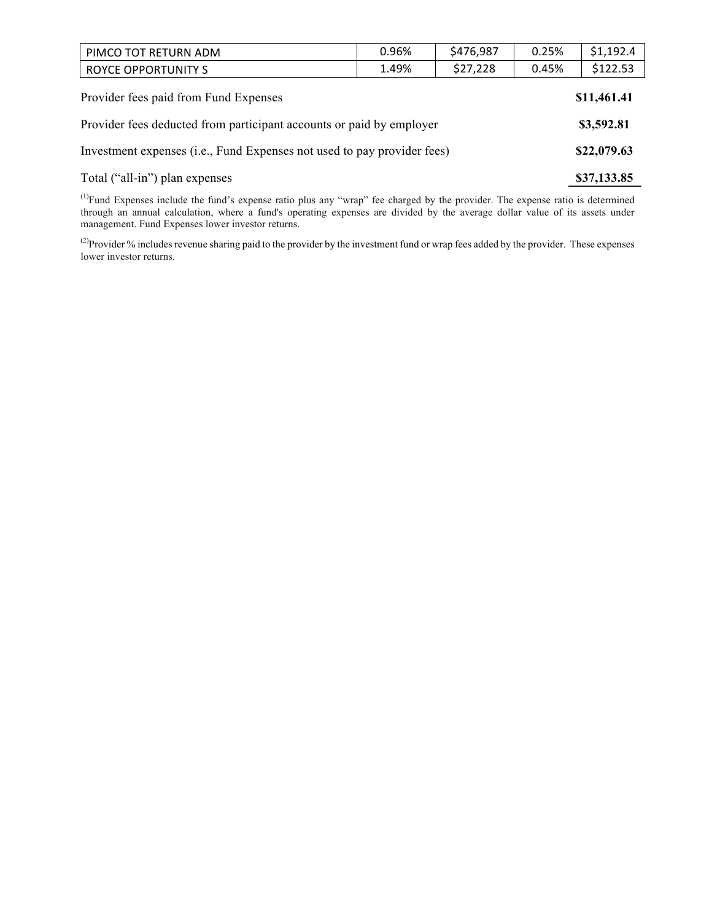| | | | | |
|---|---|---|---|---|
| PIMCO TOT RETURN ADM | 0.96% | $476,987 | 0.25% | $1,192.4 |
| ROYCE OPPORTUNITY S | 1.49% | $27,228 | 0.45% | $122.53 |

| | |
|---|---|
| Provider fees paid from Fund Expenses | **$11,461.41** |
| Provider fees deducted from participant accounts or paid by employer | **$3,592.81** |
| Investment expenses (i.e., Fund Expenses not used to pay provider fees) | **$22,079.63** |
| Total ("all-in") plan expenses | **$37,133.85** |

(1) Fund Expenses include the fund's expense ratio plus any "wrap" fee charged by the provider. The expense ratio is determined through an annual calculation, where a fund's operating expenses are divided by the average dollar value of its assets under management. Fund Expenses lower investor returns.

(2) Provider % includes revenue sharing paid to the provider by the investment fund or wrap fees added by the provider. These expenses lower investor returns.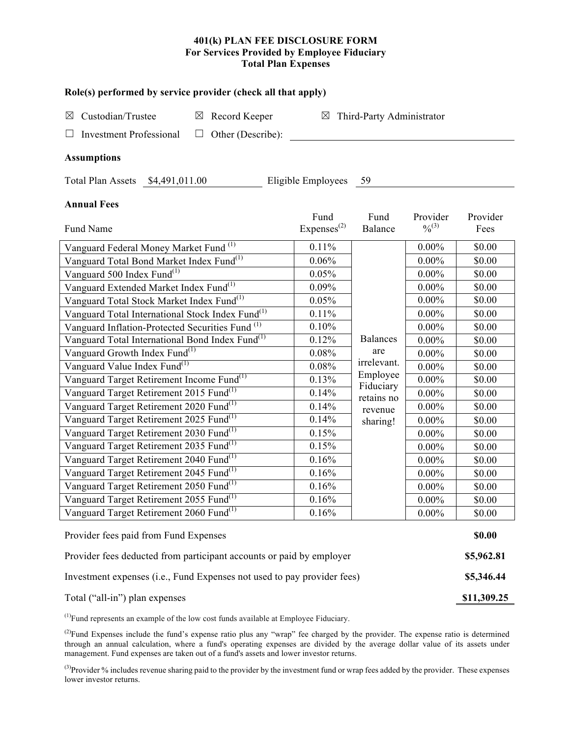# 401(k) PLAN FEE DISCLOSURE FORM
## For Services Provided by Employee Fiduciary
## Total Plan Expenses

**Role(s) performed by service provider (check all that apply)**

☒ Custodian/Trustee ☒ Record Keeper ☒ Third-Party Administrator

☐ Investment Professional ☐ Other (Describe):

**Assumptions**

Total Plan Assets $4,491,011.00 Eligible Employees 59

**Annual Fees**

| Fund Name | Fund Expenses[2] | Fund Balance | Provider %[3] | Provider Fees |
|---|---|---|---|---|
| Vanguard Federal Money Market Fund [1] | 0.11% | Balances are irrelevant. Employee Fiduciary retains no revenue sharing! | 0.00% | $0.00 |
| Vanguard Total Bond Market Index Fund[1] | 0.06% | | 0.00% | $0.00 |
| Vanguard 500 Index Fund[1] | 0.05% | | 0.00% | $0.00 |
| Vanguard Extended Market Index Fund[1] | 0.09% | | 0.00% | $0.00 |
| Vanguard Total Stock Market Index Fund[1] | 0.05% | | 0.00% | $0.00 |
| Vanguard Total International Stock Index Fund[1] | 0.11% | | 0.00% | $0.00 |
| Vanguard Inflation-Protected Securities Fund [1] | 0.10% | | 0.00% | $0.00 |
| Vanguard Total International Bond Index Fund[1] | 0.12% | | 0.00% | $0.00 |
| Vanguard Growth Index Fund[1] | 0.08% | | 0.00% | $0.00 |
| Vanguard Value Index Fund[1] | 0.08% | | 0.00% | $0.00 |
| Vanguard Target Retirement Income Fund[1] | 0.13% | | 0.00% | $0.00 |
| Vanguard Target Retirement 2015 Fund[1] | 0.14% | | 0.00% | $0.00 |
| Vanguard Target Retirement 2020 Fund[1] | 0.14% | | 0.00% | $0.00 |
| Vanguard Target Retirement 2025 Fund[1] | 0.14% | | 0.00% | $0.00 |
| Vanguard Target Retirement 2030 Fund[1] | 0.15% | | 0.00% | $0.00 |
| Vanguard Target Retirement 2035 Fund[1] | 0.15% | | 0.00% | $0.00 |
| Vanguard Target Retirement 2040 Fund[1] | 0.16% | | 0.00% | $0.00 |
| Vanguard Target Retirement 2045 Fund[1] | 0.16% | | 0.00% | $0.00 |
| Vanguard Target Retirement 2050 Fund[1] | 0.16% | | 0.00% | $0.00 |
| Vanguard Target Retirement 2055 Fund[1] | 0.16% | | 0.00% | $0.00 |
| Vanguard Target Retirement 2060 Fund[1] | 0.16% | | 0.00% | $0.00 |

| | |
|---|---|
| Provider fees paid from Fund Expenses | **$0.00** |
| Provider fees deducted from participant accounts or paid by employer | **$5,962.81** |
| Investment expenses (i.e., Fund Expenses not used to pay provider fees) | **$5,346.44** |
| Total ("all-in") plan expenses | **$11,309.25** |

[1] Fund represents an example of the low cost funds available at Employee Fiduciary.

[2] Fund Expenses include the fund's expense ratio plus any "wrap" fee charged by the provider. The expense ratio is determined through an annual calculation, where a fund's operating expenses are divided by the average dollar value of its assets under management. Fund expenses are taken out of a fund's assets and lower investor returns.

[3] Provider % includes revenue sharing paid to the provider by the investment fund or wrap fees added by the provider. These expenses lower investor returns.